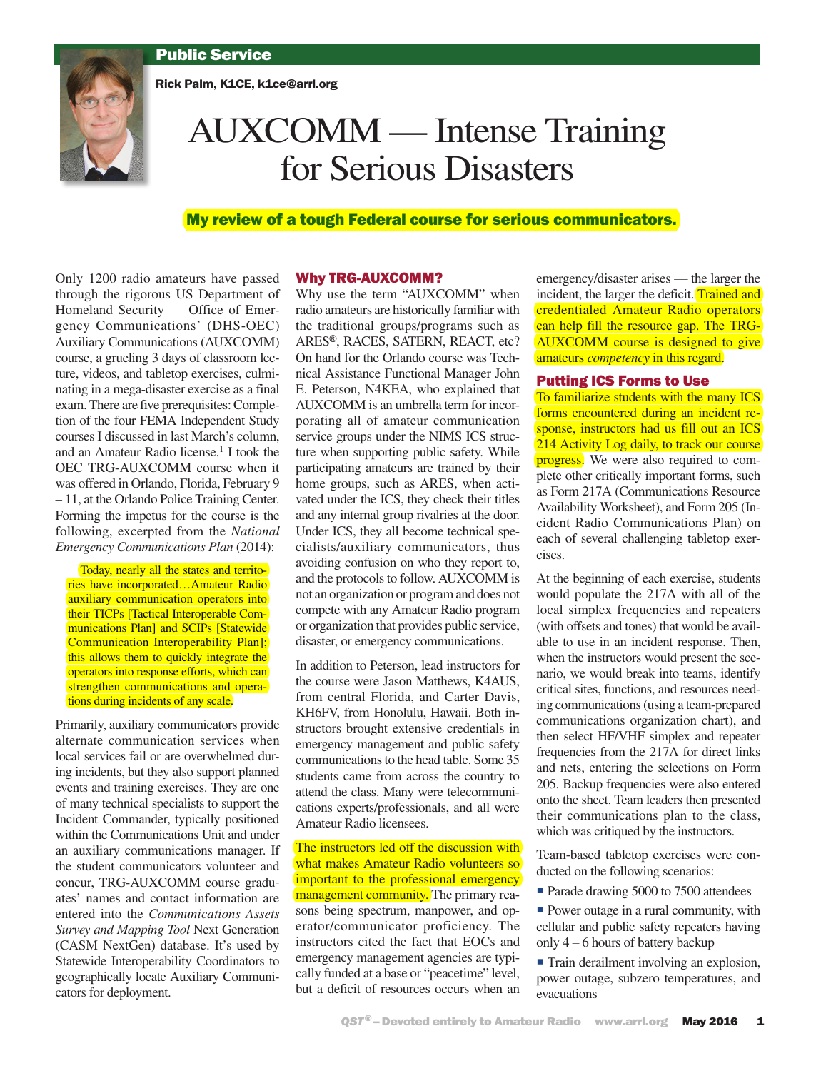Public Service

Rick Palm, K1CE, k1ce@arrl.org

# AUXCOMM — Intense Training for Serious Disasters

**My review of a tough Federal course for serious communicators.**

Only 1200 radio amateurs have passed through the rigorous US Department of Homeland Security — Office of Emergency Communications' (DHS-OEC) Auxiliary Communications (AUXCOMM) course, a grueling 3 days of classroom lecture, videos, and tabletop exercises, culminating in a mega-disaster exercise as a final exam. There are five prerequisites: Completion of the four FEMA Independent Study courses I discussed in last March's column, and an Amateur Radio license.[1] I took the OEC TRG-AUXCOMM course when it was offered in Orlando, Florida, February 9 – 11, at the Orlando Police Training Center. Forming the impetus for the course is the following, excerpted from the *National Emergency Communications Plan* (2014):

> Today, nearly all the states and territories have incorporated…Amateur Radio auxiliary communication operators into their TICPs [Tactical Interoperable Communications Plan] and SCIPs [Statewide Communication Interoperability Plan]; this allows them to quickly integrate the operators into response efforts, which can strengthen communications and operations during incidents of any scale.

Primarily, auxiliary communicators provide alternate communication services when local services fail or are overwhelmed during incidents, but they also support planned events and training exercises. They are one of many technical specialists to support the Incident Commander, typically positioned within the Communications Unit and under an auxiliary communications manager. If the student communicators volunteer and concur, TRG-AUXCOMM course graduates' names and contact information are entered into the *Communications Assets Survey and Mapping Tool* Next Generation (CASM NextGen) database. It's used by Statewide Interoperability Coordinators to geographically locate Auxiliary Communicators for deployment.

## Why TRG-AUXCOMM?

Why use the term "AUXCOMM" when radio amateurs are historically familiar with the traditional groups/programs such as ARES®, RACES, SATERN, REACT, etc? On hand for the Orlando course was Technical Assistance Functional Manager John E. Peterson, N4KEA, who explained that AUXCOMM is an umbrella term for incorporating all of amateur communication service groups under the NIMS ICS structure when supporting public safety. While participating amateurs are trained by their home groups, such as ARES, when activated under the ICS, they check their titles and any internal group rivalries at the door. Under ICS, they all become technical specialists/auxiliary communicators, thus avoiding confusion on who they report to, and the protocols to follow. AUXCOMM is not an organization or program and does not compete with any Amateur Radio program or organization that provides public service, disaster, or emergency communications.

In addition to Peterson, lead instructors for the course were Jason Matthews, K4AUS, from central Florida, and Carter Davis, KH6FV, from Honolulu, Hawaii. Both instructors brought extensive credentials in emergency management and public safety communications to the head table. Some 35 students came from across the country to attend the class. Many were telecommunications experts/professionals, and all were Amateur Radio licensees.

The instructors led off the discussion with what makes Amateur Radio volunteers so important to the professional emergency management community. The primary reasons being spectrum, manpower, and operator/communicator proficiency. The instructors cited the fact that EOCs and emergency management agencies are typically funded at a base or "peacetime" level, but a deficit of resources occurs when an emergency/disaster arises — the larger the incident, the larger the deficit. Trained and credentialed Amateur Radio operators can help fill the resource gap. The TRG-AUXCOMM course is designed to give amateurs *competency* in this regard.

## Putting ICS Forms to Use

To familiarize students with the many ICS forms encountered during an incident response, instructors had us fill out an ICS 214 Activity Log daily, to track our course progress. We were also required to complete other critically important forms, such as Form 217A (Communications Resource Availability Worksheet), and Form 205 (Incident Radio Communications Plan) on each of several challenging tabletop exercises.

At the beginning of each exercise, students would populate the 217A with all of the local simplex frequencies and repeaters (with offsets and tones) that would be available to use in an incident response. Then, when the instructors would present the scenario, we would break into teams, identify critical sites, functions, and resources needing communications (using a team-prepared communications organization chart), and then select HF/VHF simplex and repeater frequencies from the 217A for direct links and nets, entering the selections on Form 205. Backup frequencies were also entered onto the sheet. Team leaders then presented their communications plan to the class, which was critiqued by the instructors.

Team-based tabletop exercises were conducted on the following scenarios:

- Parade drawing 5000 to 7500 attendees
- Power outage in a rural community, with cellular and public safety repeaters having only 4 – 6 hours of battery backup
- Train derailment involving an explosion, power outage, subzero temperatures, and evacuations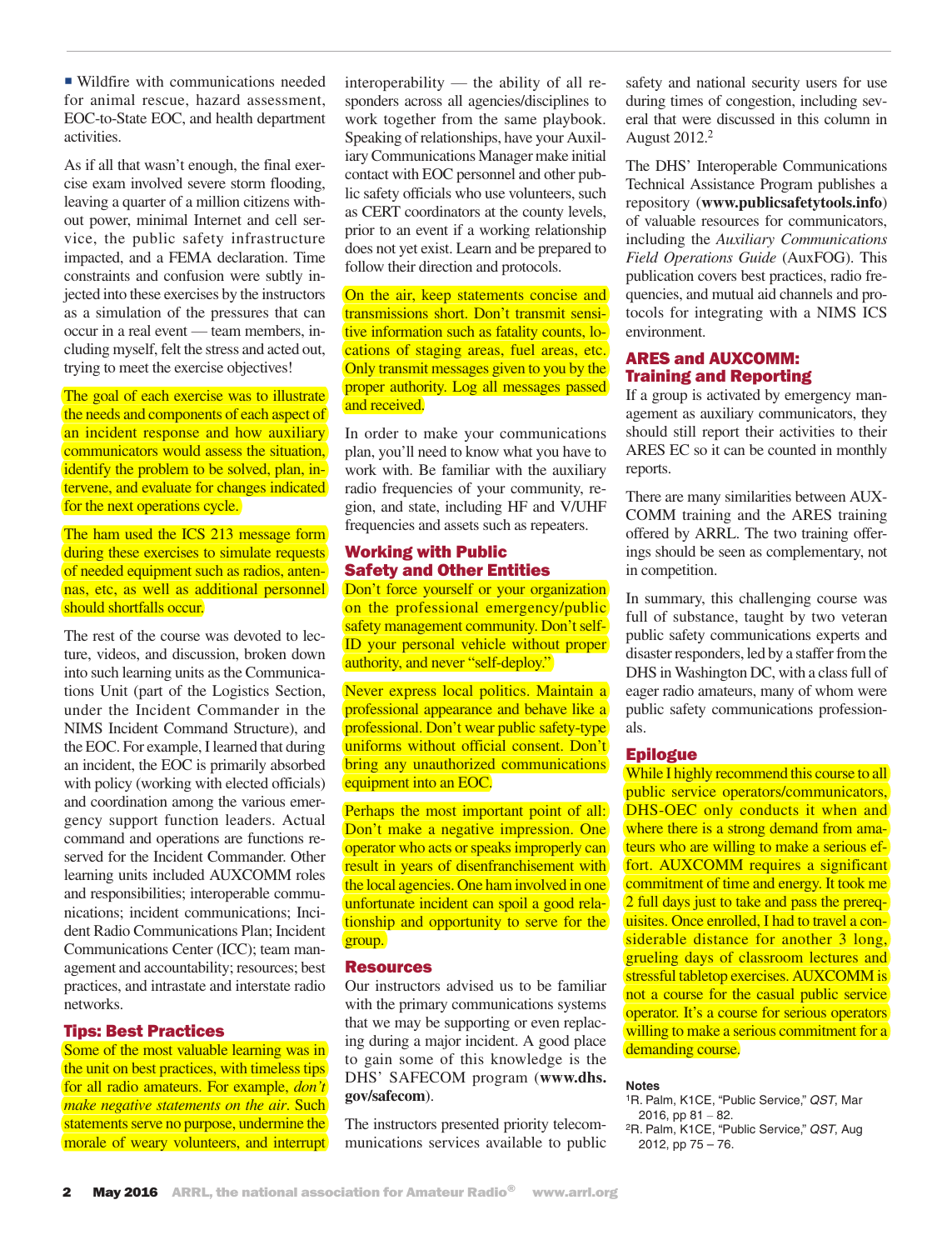- Wildfire with communications needed for animal rescue, hazard assessment, EOC-to-State EOC, and health department activities.

As if all that wasn't enough, the final exercise exam involved severe storm flooding, leaving a quarter of a million citizens without power, minimal Internet and cell service, the public safety infrastructure impacted, and a FEMA declaration. Time constraints and confusion were subtly injected into these exercises by the instructors as a simulation of the pressures that can occur in a real event — team members, including myself, felt the stress and acted out, trying to meet the exercise objectives!

The goal of each exercise was to illustrate the needs and components of each aspect of an incident response and how auxiliary communicators would assess the situation, identify the problem to be solved, plan, intervene, and evaluate for changes indicated for the next operations cycle.

The ham used the ICS 213 message form during these exercises to simulate requests of needed equipment such as radios, antennas, etc, as well as additional personnel should shortfalls occur.

The rest of the course was devoted to lecture, videos, and discussion, broken down into such learning units as the Communications Unit (part of the Logistics Section, under the Incident Commander in the NIMS Incident Command Structure), and the EOC. For example, I learned that during an incident, the EOC is primarily absorbed with policy (working with elected officials) and coordination among the various emergency support function leaders. Actual command and operations are functions reserved for the Incident Commander. Other learning units included AUXCOMM roles and responsibilities; interoperable communications; incident communications; Incident Radio Communications Plan; Incident Communications Center (ICC); team management and accountability; resources; best practices, and intrastate and interstate radio networks.

## Tips: Best Practices

Some of the most valuable learning was in the unit on best practices, with timeless tips for all radio amateurs. For example, *don't make negative statements on the air*. Such statements serve no purpose, undermine the morale of weary volunteers, and interrupt interoperability — the ability of all responders across all agencies/disciplines to work together from the same playbook. Speaking of relationships, have your Auxiliary Communications Manager make initial contact with EOC personnel and other public safety officials who use volunteers, such as CERT coordinators at the county levels, prior to an event if a working relationship does not yet exist. Learn and be prepared to follow their direction and protocols.

On the air, keep statements concise and transmissions short. Don't transmit sensitive information such as fatality counts, locations of staging areas, fuel areas, etc. Only transmit messages given to you by the proper authority. Log all messages passed and received.

In order to make your communications plan, you'll need to know what you have to work with. Be familiar with the auxiliary radio frequencies of your community, region, and state, including HF and V/UHF frequencies and assets such as repeaters.

## Working with Public Safety and Other Entities

Don't force yourself or your organization on the professional emergency/public safety management community. Don't self-ID your personal vehicle without proper authority, and never "self-deploy."

Never express local politics. Maintain a professional appearance and behave like a professional. Don't wear public safety-type uniforms without official consent. Don't bring any unauthorized communications equipment into an EOC.

Perhaps the most important point of all: Don't make a negative impression. One operator who acts or speaks improperly can result in years of disenfranchisement with the local agencies. One ham involved in one unfortunate incident can spoil a good relationship and opportunity to serve for the group.

## Resources

Our instructors advised us to be familiar with the primary communications systems that we may be supporting or even replacing during a major incident. A good place to gain some of this knowledge is the DHS' SAFECOM program (**www.dhs.gov/safecom**).

The instructors presented priority telecommunications services available to public safety and national security users for use during times of congestion, including several that were discussed in this column in August 2012.[2]

The DHS' Interoperable Communications Technical Assistance Program publishes a repository (**www.publicsafetytools.info**) of valuable resources for communicators, including the *Auxiliary Communications Field Operations Guide* (AuxFOG). This publication covers best practices, radio frequencies, and mutual aid channels and protocols for integrating with a NIMS ICS environment.

## ARES and AUXCOMM: Training and Reporting

If a group is activated by emergency management as auxiliary communicators, they should still report their activities to their ARES EC so it can be counted in monthly reports.

There are many similarities between AUXCOMM training and the ARES training offered by ARRL. The two training offerings should be seen as complementary, not in competition.

In summary, this challenging course was full of substance, taught by two veteran public safety communications experts and disaster responders, led by a staffer from the DHS in Washington DC, with a class full of eager radio amateurs, many of whom were public safety communications professionals.

## Epilogue

While I highly recommend this course to all public service operators/communicators, DHS-OEC only conducts it when and where there is a strong demand from amateurs who are willing to make a serious effort. AUXCOMM requires a significant commitment of time and energy. It took me 2 full days just to take and pass the prerequisites. Once enrolled, I had to travel a considerable distance for another 3 long, grueling days of classroom lectures and stressful tabletop exercises. AUXCOMM is not a course for the casual public service operator. It's a course for serious operators willing to make a serious commitment for a demanding course.

**Notes**

[1]R. Palm, K1CE, "Public Service," *QST*, Mar 2016, pp 81 – 82.

[2]R. Palm, K1CE, "Public Service," *QST*, Aug 2012, pp 75 – 76.